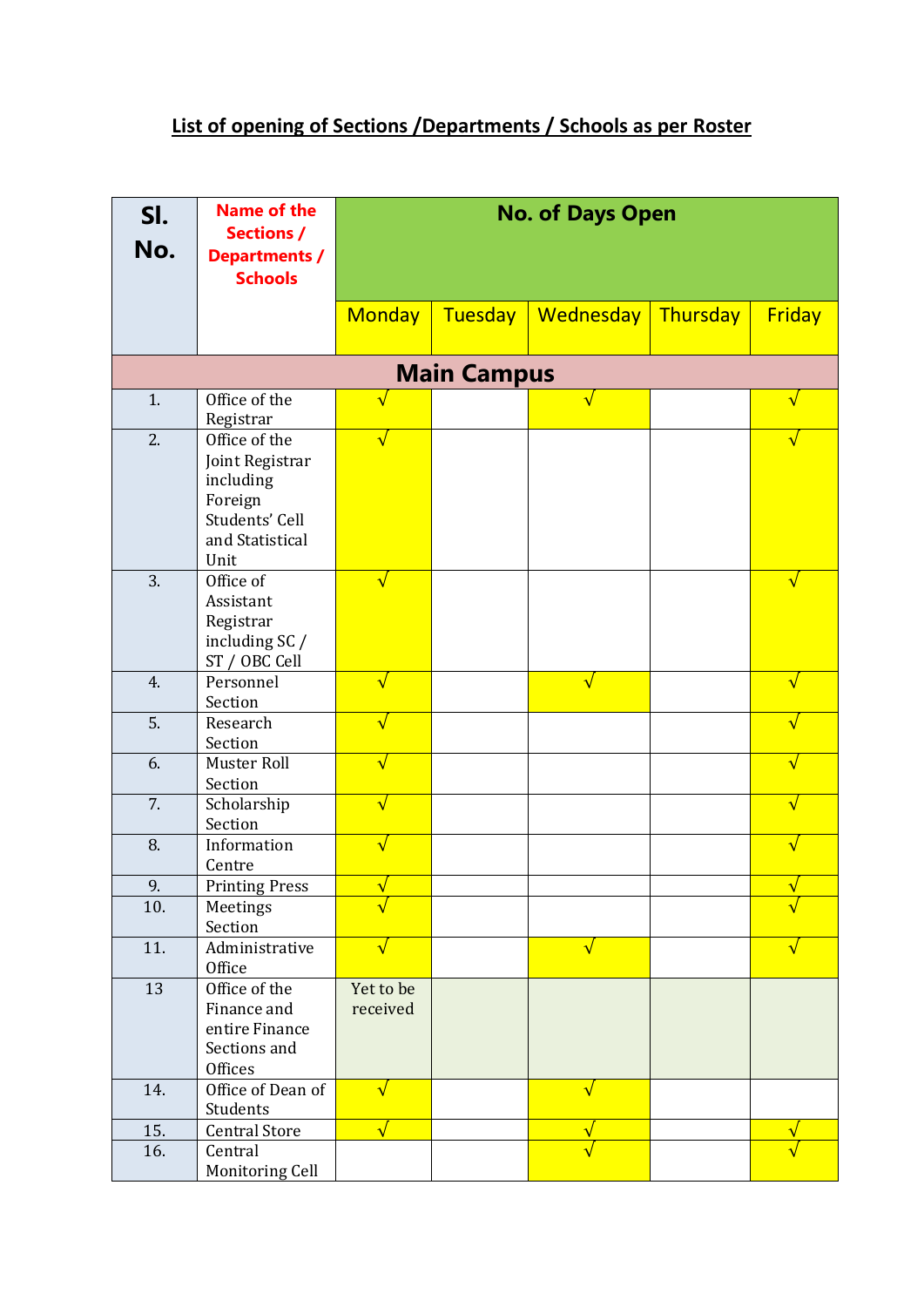# List of opening of Sections /Departments / Schools as per Roster

| Sl. No. | Name of the Sections / Departments / Schools | No. of Days Open | | | | |
|---|---|---|---|---|---|---|
| | | Monday | Tuesday | Wednesday | Thursday | Friday |
| **Main Campus** | | | | | | |
| 1. | Office of the Registrar | √ | | √ | | √ |
| 2. | Office of the Joint Registrar including Foreign Students' Cell and Statistical Unit | √ | | | | √ |
| 3. | Office of Assistant Registrar including SC / ST / OBC Cell | √ | | | | √ |
| 4. | Personnel Section | √ | | √ | | √ |
| 5. | Research Section | √ | | | | √ |
| 6. | Muster Roll Section | √ | | | | √ |
| 7. | Scholarship Section | √ | | | | √ |
| 8. | Information Centre | √ | | | | √ |
| 9. | Printing Press | √ | | | | √ |
| 10. | Meetings Section | √ | | | | √ |
| 11. | Administrative Office | √ | | √ | | √ |
| 13 | Office of the Finance and entire Finance Sections and Offices | Yet to be received | | | | |
| 14. | Office of Dean of Students | √ | | √ | | |
| 15. | Central Store | √ | | √ | | √ |
| 16. | Central Monitoring Cell | | | √ | | √ |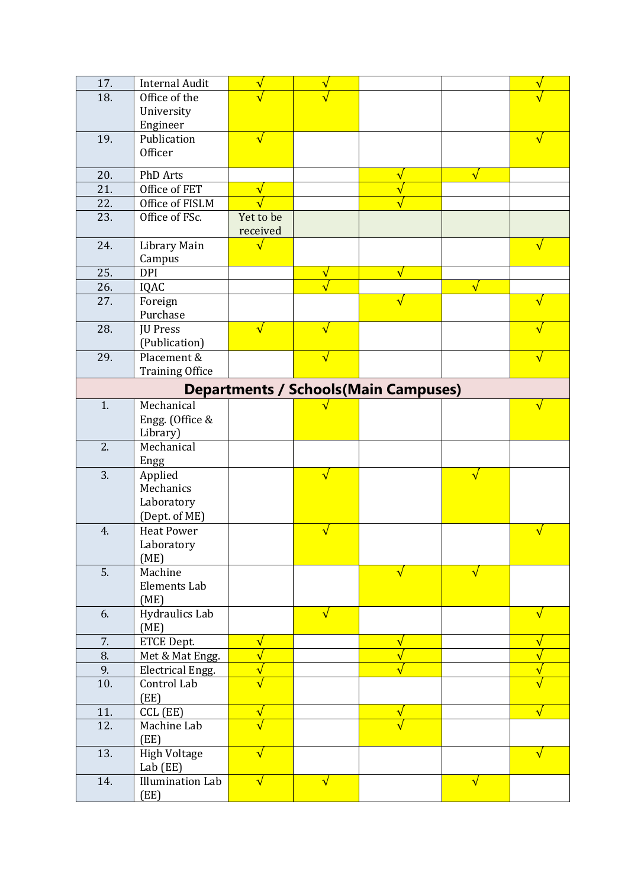| | | | | | | |
|---|---|---|---|---|---|---|
| 17. | Internal Audit | √ | √ | | | √ |
| 18. | Office of the University Engineer | √ | √ | | | √ |
| 19. | Publication Officer | √ | | | | √ |
| 20. | PhD Arts | | | √ | √ | |
| 21. | Office of FET | √ | | √ | | |
| 22. | Office of FISLM | √ | | √ | | |
| 23. | Office of FSc. | Yet to be received | | | | |
| 24. | Library Main Campus | √ | | | | √ |
| 25. | DPI | | √ | √ | | |
| 26. | IQAC | | √ | | √ | |
| 27. | Foreign Purchase | | | √ | | √ |
| 28. | JU Press (Publication) | √ | √ | | | √ |
| 29. | Placement & Training Office | | √ | | | √ |
| **Departments / Schools(Main Campuses)** | | | | | | |
| 1. | Mechanical Engg. (Office & Library) | | √ | | | √ |
| 2. | Mechanical Engg | | | | | |
| 3. | Applied Mechanics Laboratory (Dept. of ME) | | √ | | √ | |
| 4. | Heat Power Laboratory (ME) | | √ | | | √ |
| 5. | Machine Elements Lab (ME) | | | √ | √ | |
| 6. | Hydraulics Lab (ME) | | √ | | | √ |
| 7. | ETCE Dept. | √ | | √ | | √ |
| 8. | Met & Mat Engg. | √ | | √ | | √ |
| 9. | Electrical Engg. | √ | | √ | | √ |
| 10. | Control Lab (EE) | √ | | | | √ |
| 11. | CCL (EE) | √ | | √ | | √ |
| 12. | Machine Lab (EE) | √ | | √ | | |
| 13. | High Voltage Lab (EE) | √ | | | | √ |
| 14. | Illumination Lab (EE) | √ | √ | | √ | |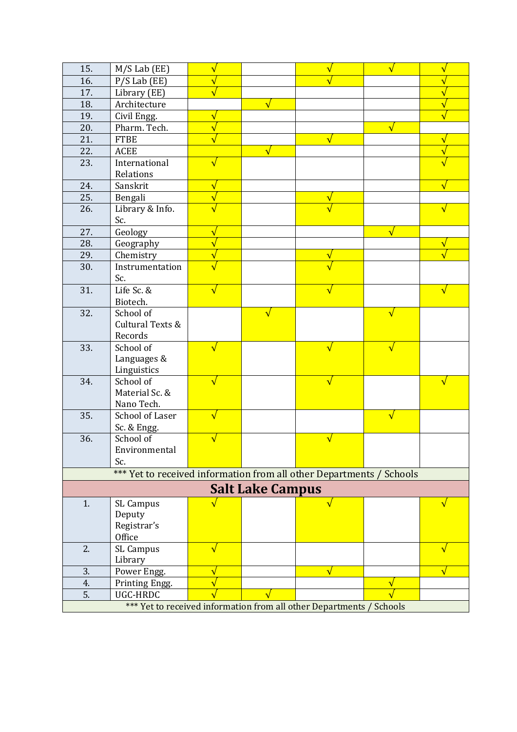| | | | | | | |
|---|---|---|---|---|---|---|
| 15. | M/S Lab (EE) | √ | | √ | √ | √ |
| 16. | P/S Lab (EE) | √ | | √ | | √ |
| 17. | Library (EE) | √ | | | | √ |
| 18. | Architecture | | √ | | | √ |
| 19. | Civil Engg. | √ | | | | √ |
| 20. | Pharm. Tech. | √ | | | √ | |
| 21. | FTBE | √ | | √ | | √ |
| 22. | ACEE | | √ | | | √ |
| 23. | International Relations | √ | | | | √ |
| 24. | Sanskrit | √ | | | | √ |
| 25. | Bengali | √ | | √ | | |
| 26. | Library & Info. Sc. | √ | | √ | | √ |
| 27. | Geology | √ | | | √ | |
| 28. | Geography | √ | | | | √ |
| 29. | Chemistry | √ | | √ | | √ |
| 30. | Instrumentation Sc. | √ | | √ | | |
| 31. | Life Sc. & Biotech. | √ | | √ | | √ |
| 32. | School of Cultural Texts & Records | | √ | | √ | |
| 33. | School of Languages & Linguistics | √ | | √ | √ | |
| 34. | School of Material Sc. & Nano Tech. | √ | | √ | | √ |
| 35. | School of Laser Sc. & Engg. | √ | | | √ | |
| 36. | School of Environmental Sc. | √ | | √ | | |
| *** Yet to received information from all other Departments / Schools | | | | | | |
| **Salt Lake Campus** | | | | | | |
| 1. | SL Campus Deputy Registrar's Office | √ | | √ | | √ |
| 2. | SL Campus Library | √ | | | | √ |
| 3. | Power Engg. | √ | | √ | | √ |
| 4. | Printing Engg. | √ | | | √ | |
| 5. | UGC-HRDC | √ | √ | | √ | |
| *** Yet to received information from all other Departments / Schools | | | | | | |